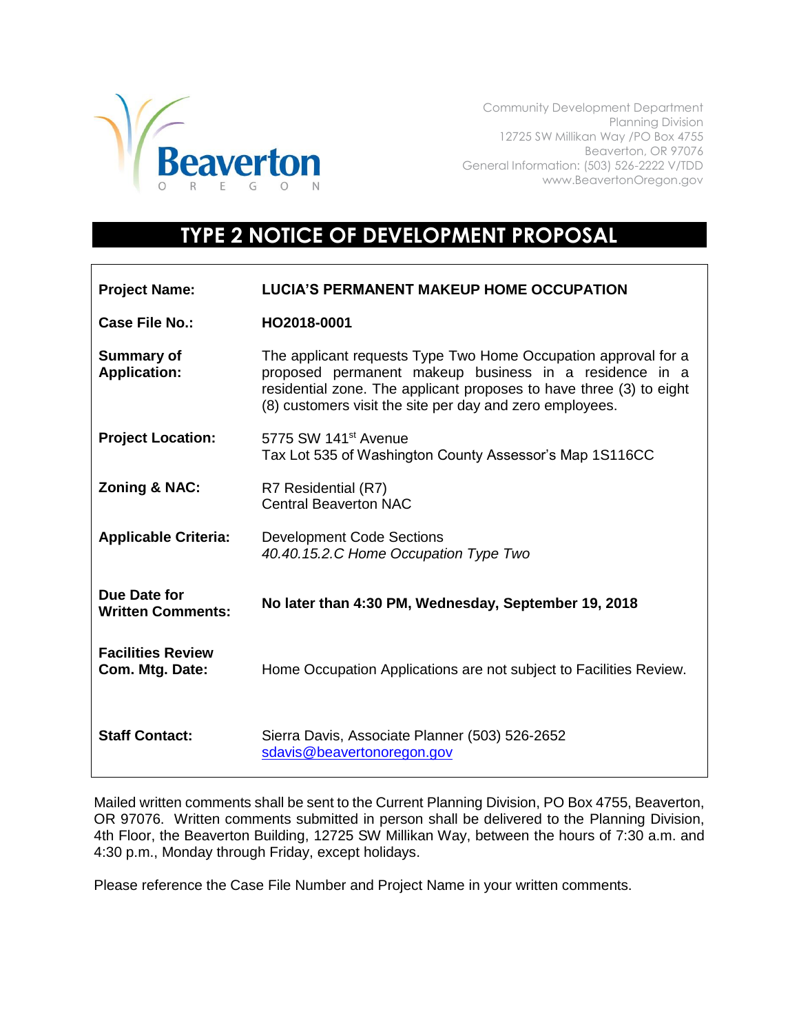Community Development Department
Planning Division
12725 SW Millikan Way /PO Box 4755
Beaverton, OR 97076
General Information: (503) 526-2222 V/TDD
www.BeavertonOregon.gov

# TYPE 2 NOTICE OF DEVELOPMENT PROPOSAL

| | |
|---|---|
| **Project Name:** | **LUCIA'S PERMANENT MAKEUP HOME OCCUPATION** |
| **Case File No.:** | **HO2018-0001** |
| **Summary of Application:** | The applicant requests Type Two Home Occupation approval for a proposed permanent makeup business in a residence in a residential zone. The applicant proposes to have three (3) to eight (8) customers visit the site per day and zero employees. |
| **Project Location:** | 5775 SW 141st Avenue<br>Tax Lot 535 of Washington County Assessor's Map 1S116CC |
| **Zoning & NAC:** | R7 Residential (R7)<br>Central Beaverton NAC |
| **Applicable Criteria:** | Development Code Sections<br>*40.40.15.2.C Home Occupation Type Two* |
| **Due Date for Written Comments:** | **No later than 4:30 PM, Wednesday, September 19, 2018** |
| **Facilities Review Com. Mtg. Date:** | Home Occupation Applications are not subject to Facilities Review. |
| **Staff Contact:** | Sierra Davis, Associate Planner (503) 526-2652<br>sdavis@beavertonoregon.gov |

Mailed written comments shall be sent to the Current Planning Division, PO Box 4755, Beaverton, OR 97076. Written comments submitted in person shall be delivered to the Planning Division, 4th Floor, the Beaverton Building, 12725 SW Millikan Way, between the hours of 7:30 a.m. and 4:30 p.m., Monday through Friday, except holidays.

Please reference the Case File Number and Project Name in your written comments.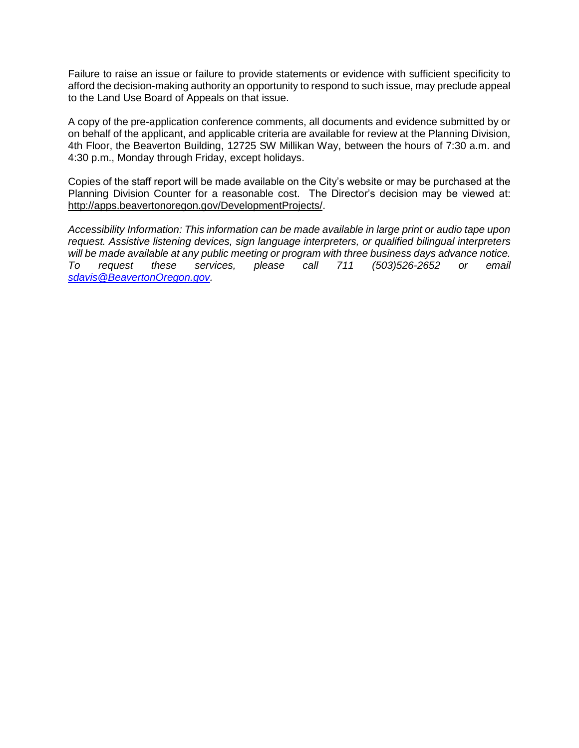Failure to raise an issue or failure to provide statements or evidence with sufficient specificity to afford the decision-making authority an opportunity to respond to such issue, may preclude appeal to the Land Use Board of Appeals on that issue.

A copy of the pre-application conference comments, all documents and evidence submitted by or on behalf of the applicant, and applicable criteria are available for review at the Planning Division, 4th Floor, the Beaverton Building, 12725 SW Millikan Way, between the hours of 7:30 a.m. and 4:30 p.m., Monday through Friday, except holidays.

Copies of the staff report will be made available on the City's website or may be purchased at the Planning Division Counter for a reasonable cost. The Director's decision may be viewed at: http://apps.beavertonoregon.gov/DevelopmentProjects/.

*Accessibility Information: This information can be made available in large print or audio tape upon request. Assistive listening devices, sign language interpreters, or qualified bilingual interpreters will be made available at any public meeting or program with three business days advance notice. To request these services, please call 711 (503)526-2652 or email sdavis@BeavertonOregon.gov.*